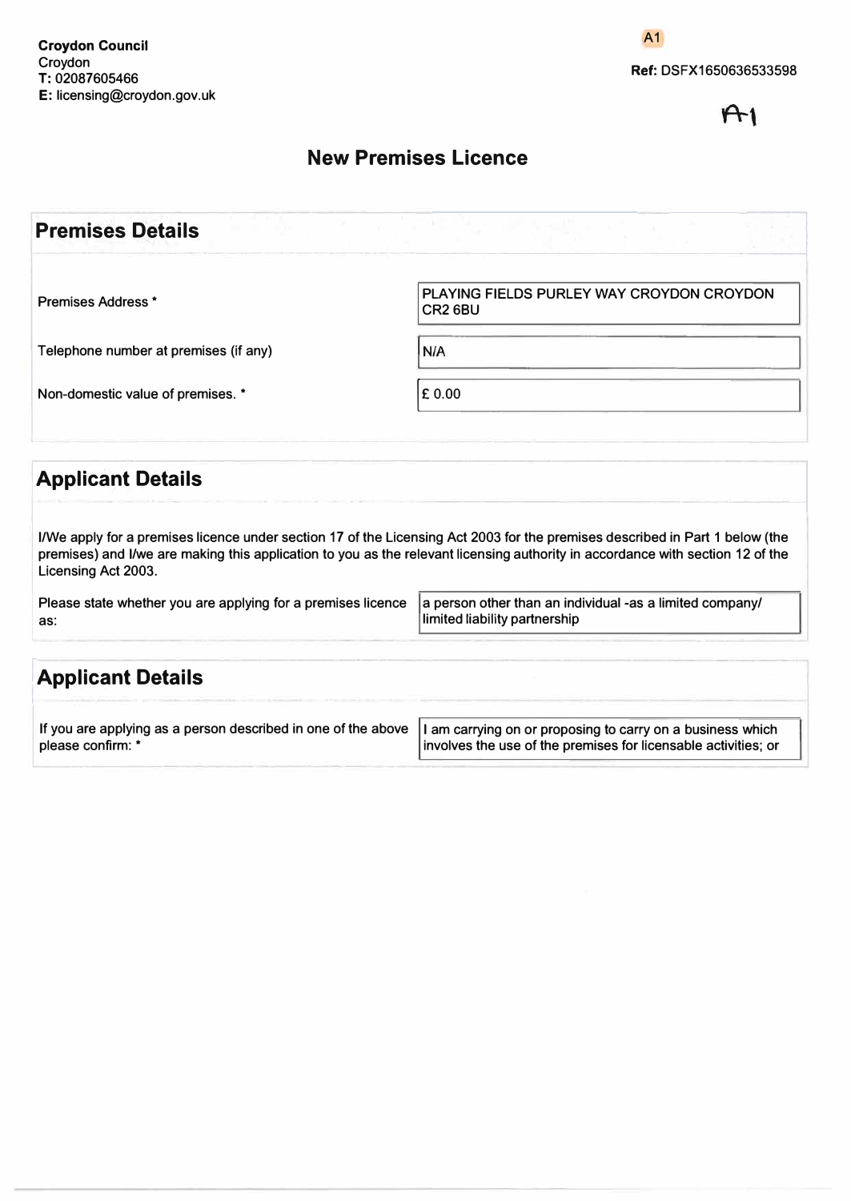**Croydon Council**
Croydon
**T:** 02087605466
**E:** licensing@croydon.gov.uk

A1

**Ref:** DSFX1650636533598

A1

# New Premises Licence

## Premises Details

| | |
|---|---|
| Premises Address * | PLAYING FIELDS PURLEY WAY CROYDON CROYDON CR2 6BU |
| Telephone number at premises (if any) | N/A |
| Non-domestic value of premises. * | £ 0.00 |

## Applicant Details

I/We apply for a premises licence under section 17 of the Licensing Act 2003 for the premises described in Part 1 below (the premises) and I/we are making this application to you as the relevant licensing authority in accordance with section 12 of the Licensing Act 2003.

| | |
|---|---|
| Please state whether you are applying for a premises licence as: | a person other than an individual -as a limited company/ limited liability partnership |

## Applicant Details

| | |
|---|---|
| If you are applying as a person described in one of the above please confirm: * | I am carrying on or proposing to carry on a business which involves the use of the premises for licensable activities; or |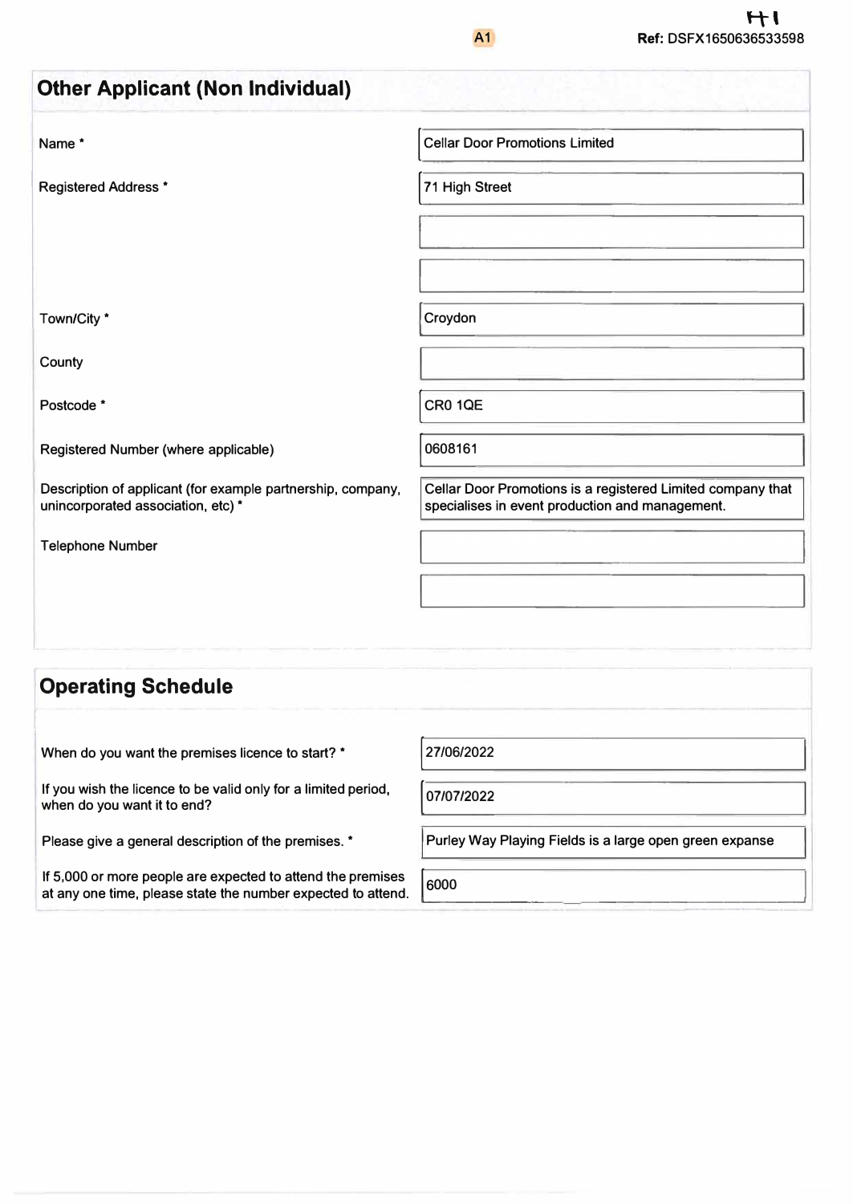H1

A1

**Ref:** DSFX1650636533598

## Other Applicant (Non Individual)

| Field | Value |
| --- | --- |
| Name * | Cellar Door Promotions Limited |
| Registered Address * | 71 High Street |
| | |
| | |
| Town/City * | Croydon |
| County | |
| Postcode * | CR0 1QE |
| Registered Number (where applicable) | 0608161 |
| Description of applicant (for example partnership, company, unincorporated association, etc) * | Cellar Door Promotions is a registered Limited company that specialises in event production and management. |
| Telephone Number | |
| | |

## Operating Schedule

| Question | Answer |
| --- | --- |
| When do you want the premises licence to start? * | 27/06/2022 |
| If you wish the licence to be valid only for a limited period, when do you want it to end? | 07/07/2022 |
| Please give a general description of the premises. * | Purley Way Playing Fields is a large open green expanse |
| If 5,000 or more people are expected to attend the premises at any one time, please state the number expected to attend. | 6000 |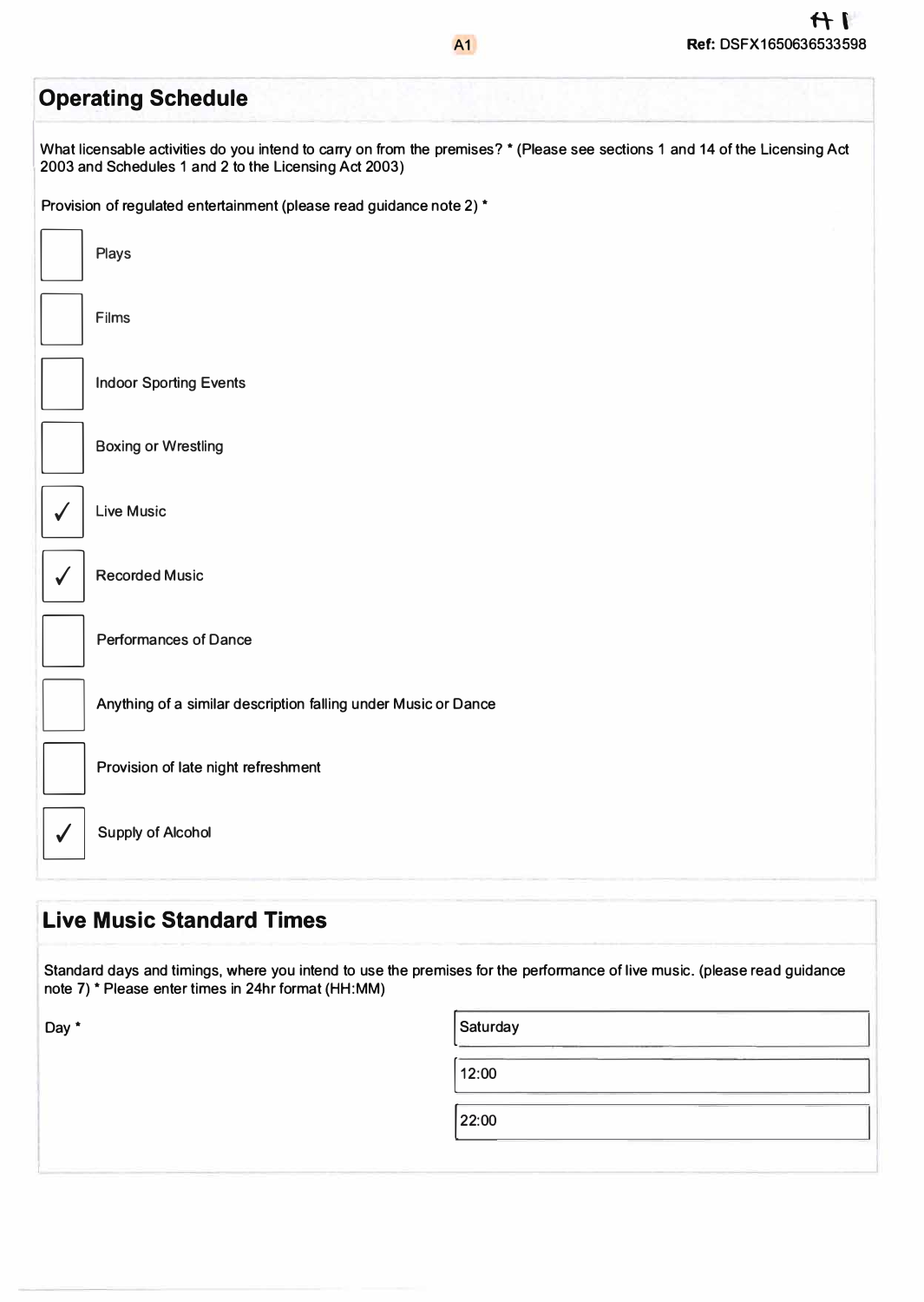A1

Ref: DSFX1650636533598

## Operating Schedule

What licensable activities do you intend to carry on from the premises? * (Please see sections 1 and 14 of the Licensing Act 2003 and Schedules 1 and 2 to the Licensing Act 2003)

Provision of regulated entertainment (please read guidance note 2) *

- [ ] Plays
- [ ] Films
- [ ] Indoor Sporting Events
- [ ] Boxing or Wrestling
- [x] Live Music
- [x] Recorded Music
- [ ] Performances of Dance
- [ ] Anything of a similar description falling under Music or Dance
- [ ] Provision of late night refreshment
- [x] Supply of Alcohol

## Live Music Standard Times

Standard days and timings, where you intend to use the premises for the performance of live music. (please read guidance note 7) * Please enter times in 24hr format (HH:MM)

| Day * | Saturday |
|---|---|
| | 12:00 |
| | 22:00 |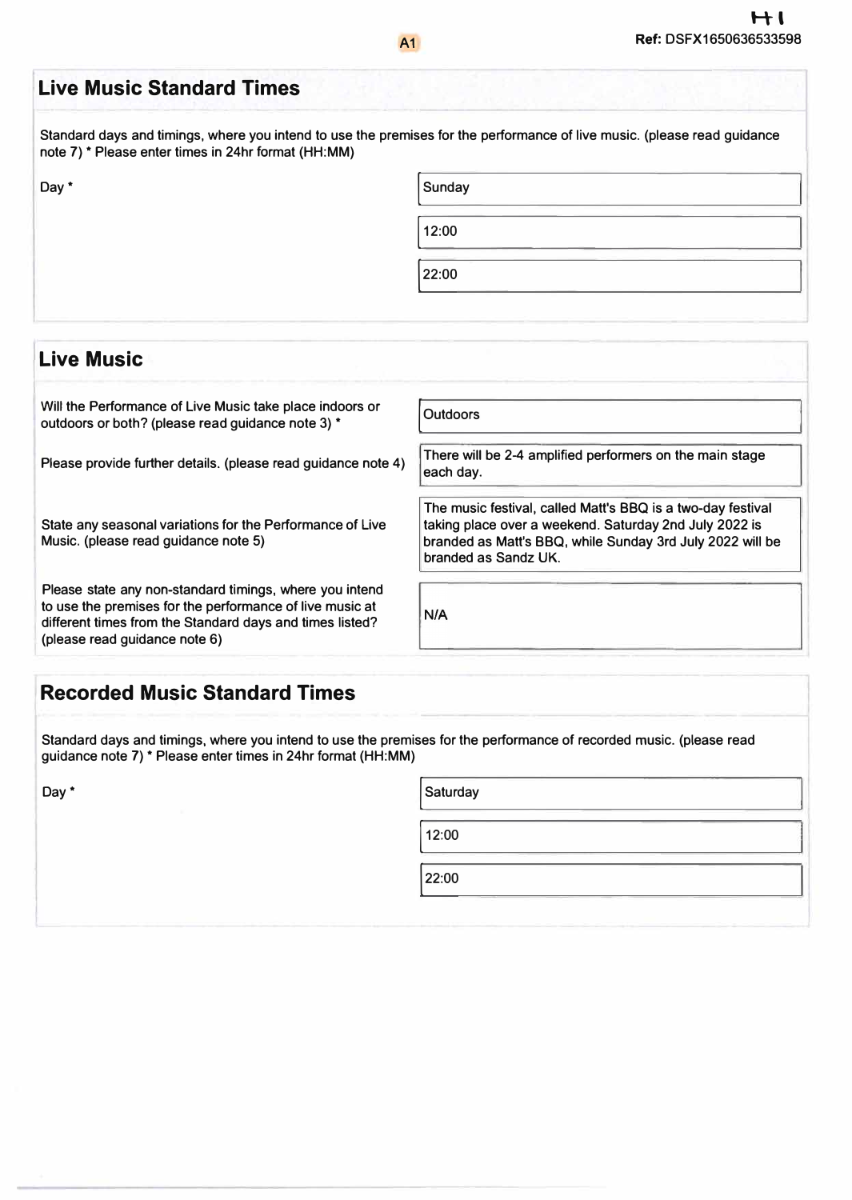## Live Music Standard Times

Standard days and timings, where you intend to use the premises for the performance of live music. (please read guidance note 7) * Please enter times in 24hr format (HH:MM)

| Day * | Sunday |
| --- | --- |
| | 12:00 |
| | 22:00 |

## Live Music

| | |
| --- | --- |
| Will the Performance of Live Music take place indoors or outdoors or both? (please read guidance note 3) * | Outdoors |
| Please provide further details. (please read guidance note 4) | There will be 2-4 amplified performers on the main stage each day. |
| State any seasonal variations for the Performance of Live Music. (please read guidance note 5) | The music festival, called Matt's BBQ is a two-day festival taking place over a weekend. Saturday 2nd July 2022 is branded as Matt's BBQ, while Sunday 3rd July 2022 will be branded as Sandz UK. |
| Please state any non-standard timings, where you intend to use the premises for the performance of live music at different times from the Standard days and times listed? (please read guidance note 6) | N/A |

## Recorded Music Standard Times

Standard days and timings, where you intend to use the premises for the performance of recorded music. (please read guidance note 7) * Please enter times in 24hr format (HH:MM)

| Day * | Saturday |
| --- | --- |
| | 12:00 |
| | 22:00 |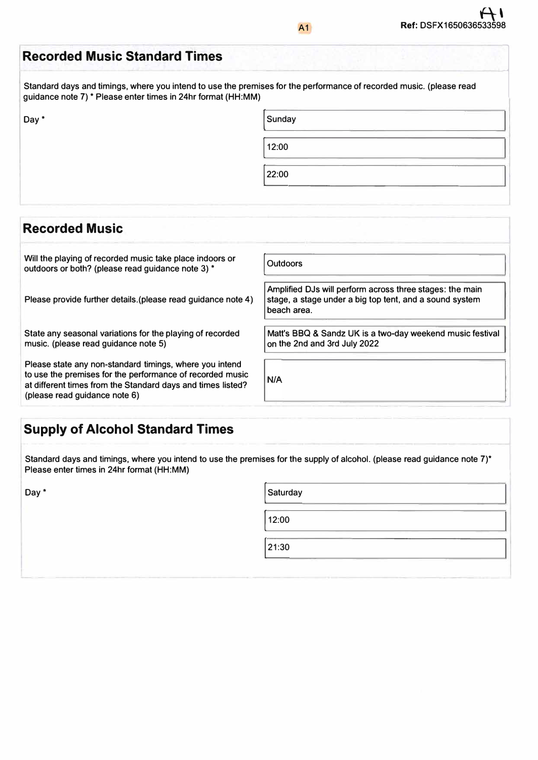## Recorded Music Standard Times

Standard days and timings, where you intend to use the premises for the performance of recorded music. (please read guidance note 7) * Please enter times in 24hr format (HH:MM)

| | |
|---|---|
| Day * | Sunday |
| | 12:00 |
| | 22:00 |

## Recorded Music

| | |
|---|---|
| Will the playing of recorded music take place indoors or outdoors or both? (please read guidance note 3) * | Outdoors |
| Please provide further details.(please read guidance note 4) | Amplified DJs will perform across three stages: the main stage, a stage under a big top tent, and a sound system beach area. |
| State any seasonal variations for the playing of recorded music. (please read guidance note 5) | Matt's BBQ & Sandz UK is a two-day weekend music festival on the 2nd and 3rd July 2022 |
| Please state any non-standard timings, where you intend to use the premises for the performance of recorded music at different times from the Standard days and times listed? (please read guidance note 6) | N/A |

## Supply of Alcohol Standard Times

Standard days and timings, where you intend to use the premises for the supply of alcohol. (please read guidance note 7)* Please enter times in 24hr format (HH:MM)

| | |
|---|---|
| Day * | Saturday |
| | 12:00 |
| | 21:30 |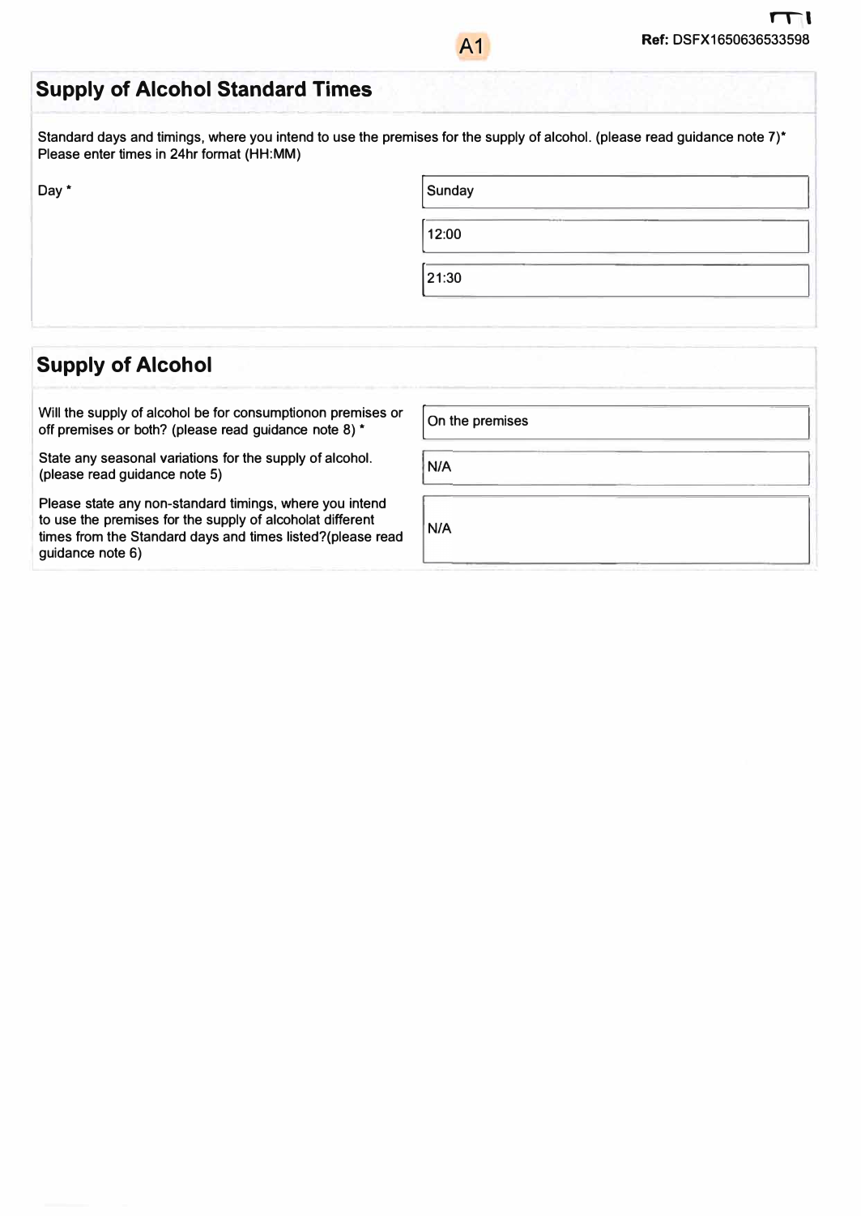A1

Ref: DSFX1650636533598

## Supply of Alcohol Standard Times

Standard days and timings, where you intend to use the premises for the supply of alcohol. (please read guidance note 7)*
Please enter times in 24hr format (HH:MM)

| Day * | Sunday |
|---|---|
| | 12:00 |
| | 21:30 |

## Supply of Alcohol

| | |
|---|---|
| Will the supply of alcohol be for consumptionon premises or off premises or both? (please read guidance note 8) * | On the premises |
| State any seasonal variations for the supply of alcohol. (please read guidance note 5) | N/A |
| Please state any non-standard timings, where you intend to use the premises for the supply of alcoholat different times from the Standard days and times listed?(please read guidance note 6) | N/A |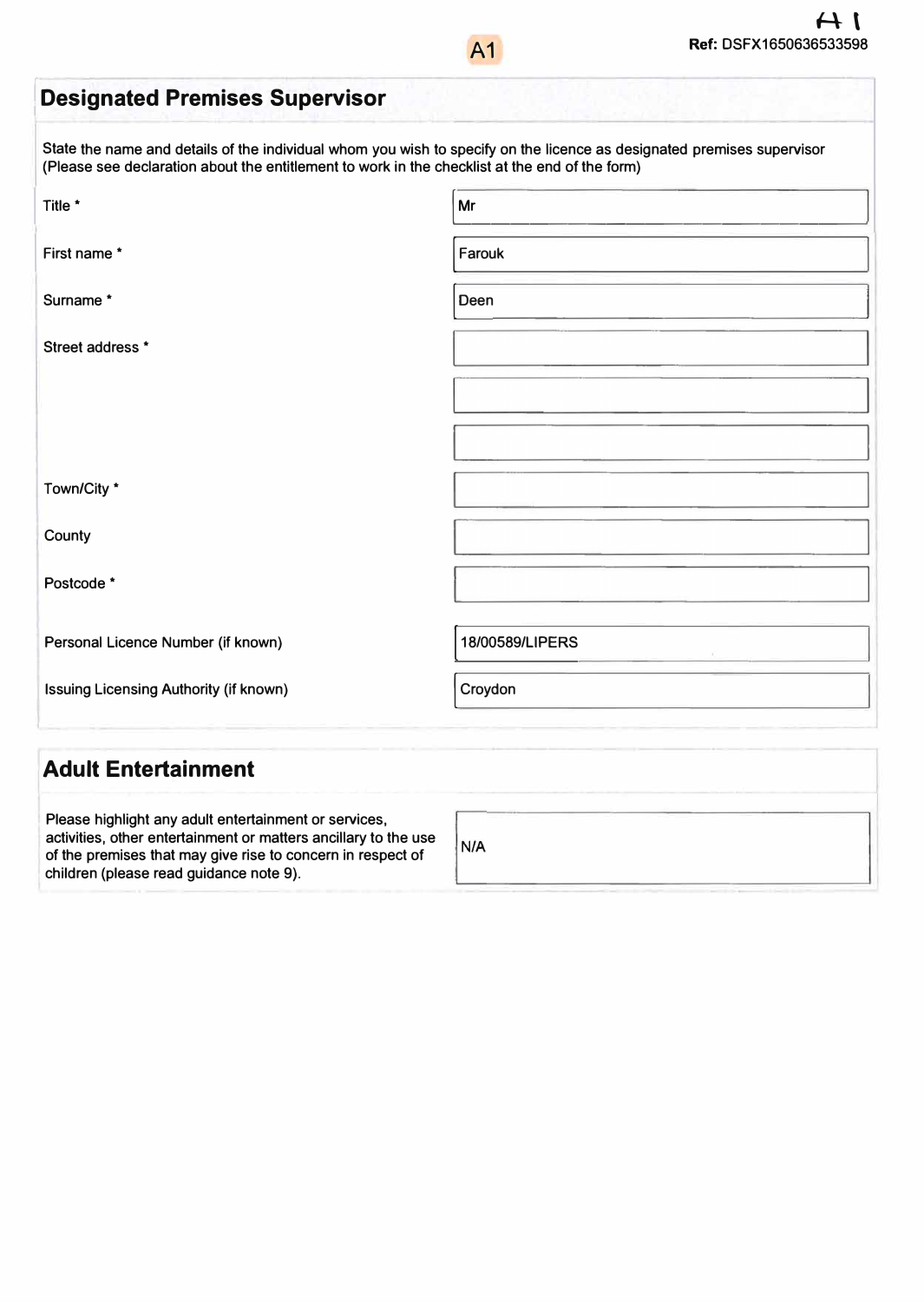A1

Ref: DSFX1650636533598

## Designated Premises Supervisor

State the name and details of the individual whom you wish to specify on the licence as designated premises supervisor (Please see declaration about the entitlement to work in the checklist at the end of the form)

| Field | Value |
|---|---|
| Title * | Mr |
| First name * | Farouk |
| Surname * | Deen |
| Street address * | |
| | |
| | |
| Town/City * | |
| County | |
| Postcode * | |
| Personal Licence Number (if known) | 18/00589/LIPERS |
| Issuing Licensing Authority (if known) | Croydon |

## Adult Entertainment

| Field | Value |
|---|---|
| Please highlight any adult entertainment or services, activities, other entertainment or matters ancillary to the use of the premises that may give rise to concern in respect of children (please read guidance note 9). | N/A |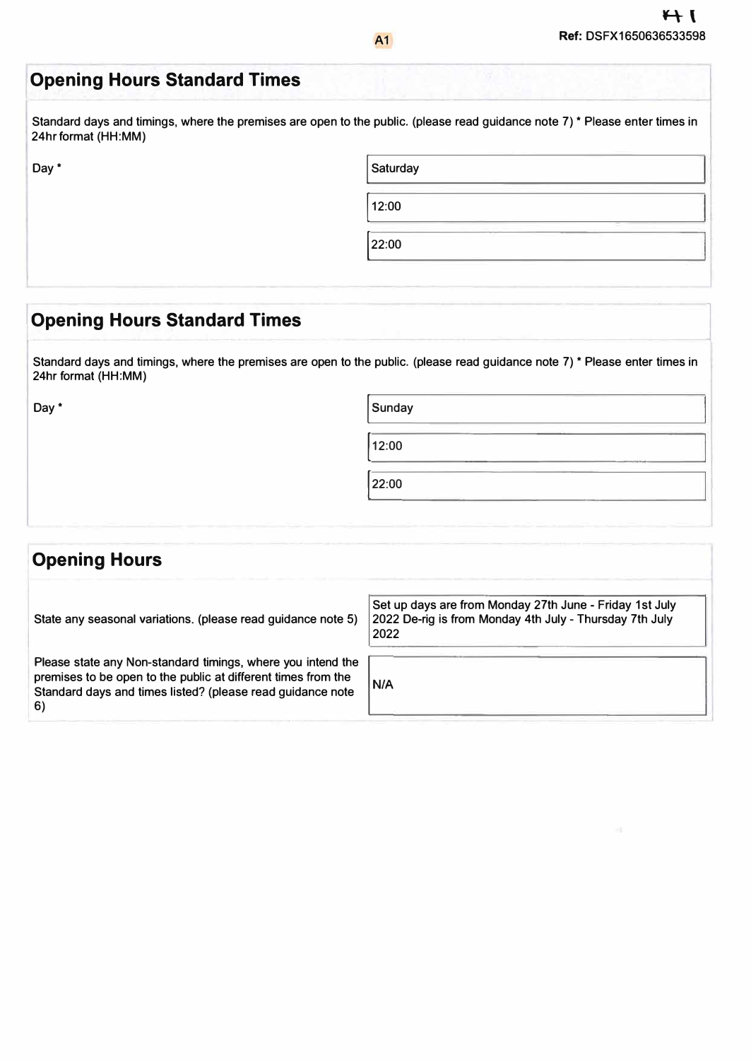Ref: DSFX1650636533598

## Opening Hours Standard Times

Standard days and timings, where the premises are open to the public. (please read guidance note 7) * Please enter times in 24hr format (HH:MM)

| Day * | Saturday |
|---|---|
| | 12:00 |
| | 22:00 |

## Opening Hours Standard Times

Standard days and timings, where the premises are open to the public. (please read guidance note 7) * Please enter times in 24hr format (HH:MM)

| Day * | Sunday |
|---|---|
| | 12:00 |
| | 22:00 |

## Opening Hours

| | |
|---|---|
| State any seasonal variations. (please read guidance note 5) | Set up days are from Monday 27th June - Friday 1st July 2022 De-rig is from Monday 4th July - Thursday 7th July 2022 |
| Please state any Non-standard timings, where you intend the premises to be open to the public at different times from the Standard days and times listed? (please read guidance note 6) | N/A |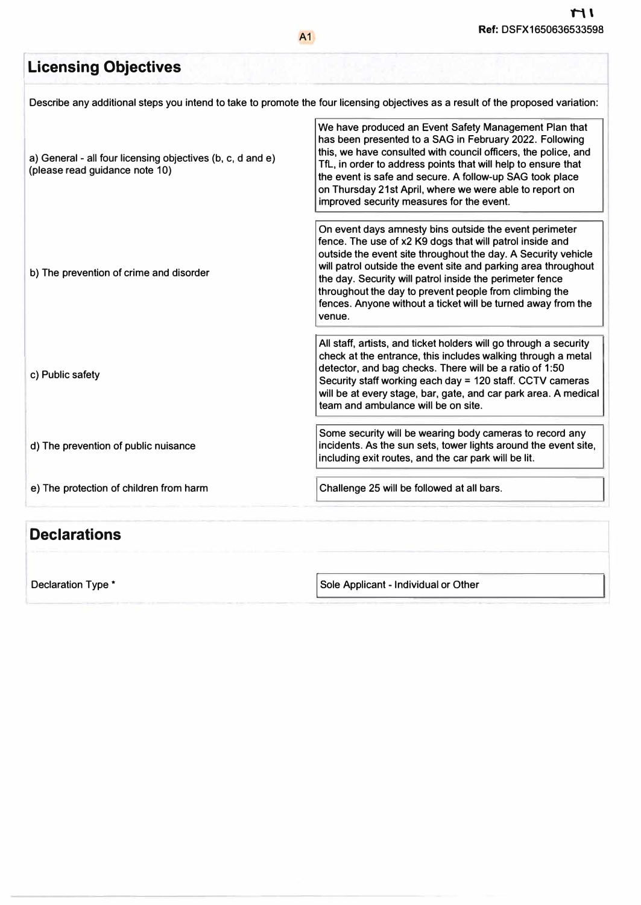## Licensing Objectives

Describe any additional steps you intend to take to promote the four licensing objectives as a result of the proposed variation:

| | |
|---|---|
| a) General - all four licensing objectives (b, c, d and e) (please read guidance note 10) | We have produced an Event Safety Management Plan that has been presented to a SAG in February 2022. Following this, we have consulted with council officers, the police, and TfL, in order to address points that will help to ensure that the event is safe and secure. A follow-up SAG took place on Thursday 21st April, where we were able to report on improved security measures for the event. |
| b) The prevention of crime and disorder | On event days amnesty bins outside the event perimeter fence. The use of x2 K9 dogs that will patrol inside and outside the event site throughout the day. A Security vehicle will patrol outside the event site and parking area throughout the day. Security will patrol inside the perimeter fence throughout the day to prevent people from climbing the fences. Anyone without a ticket will be turned away from the venue. |
| c) Public safety | All staff, artists, and ticket holders will go through a security check at the entrance, this includes walking through a metal detector, and bag checks. There will be a ratio of 1:50 Security staff working each day = 120 staff. CCTV cameras will be at every stage, bar, gate, and car park area. A medical team and ambulance will be on site. |
| d) The prevention of public nuisance | Some security will be wearing body cameras to record any incidents. As the sun sets, tower lights around the event site, including exit routes, and the car park will be lit. |
| e) The protection of children from harm | Challenge 25 will be followed at all bars. |

## Declarations

| | |
|---|---|
| Declaration Type * | Sole Applicant - Individual or Other |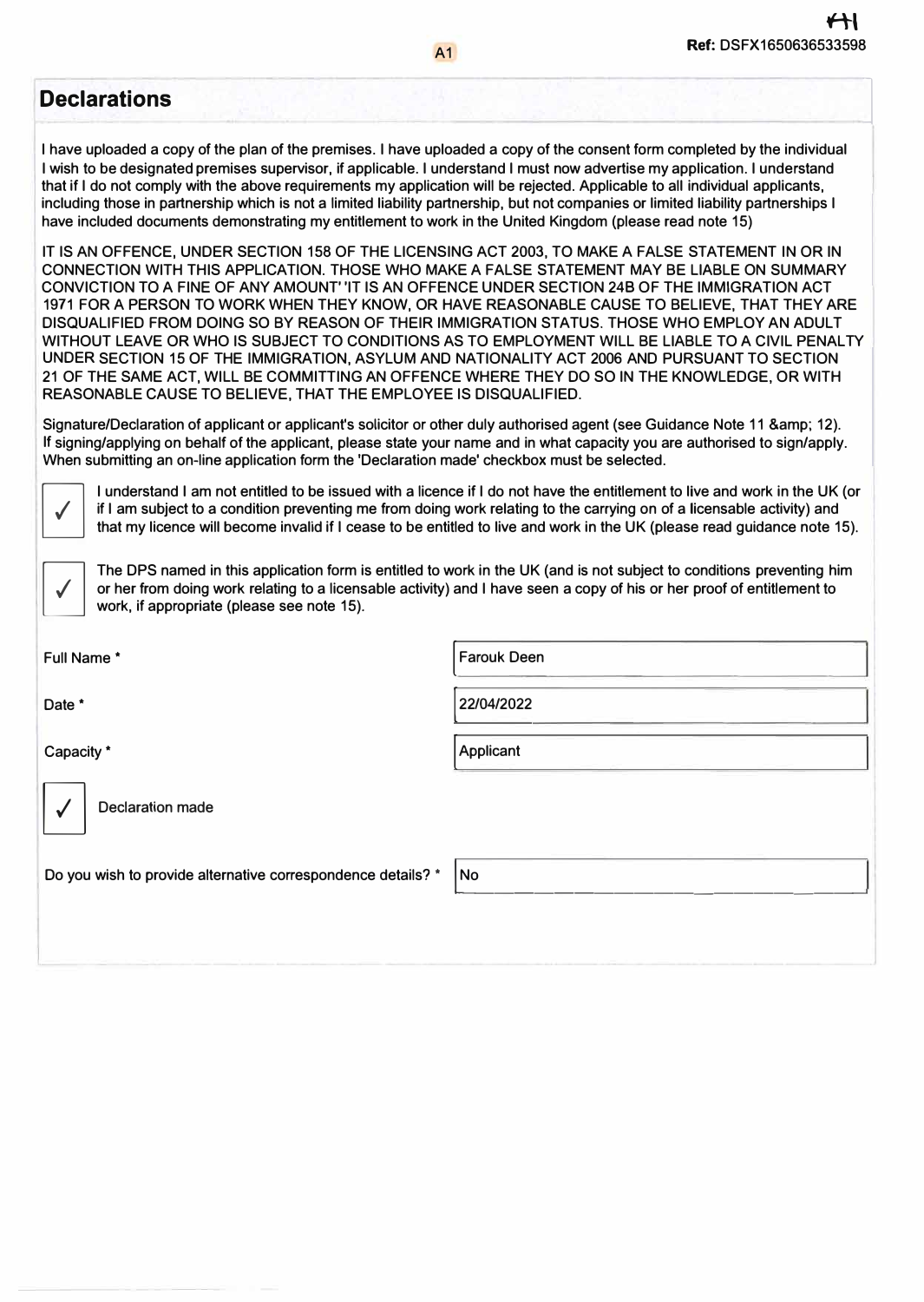Ref: DSFX1650636533598

## Declarations

I have uploaded a copy of the plan of the premises. I have uploaded a copy of the consent form completed by the individual I wish to be designated premises supervisor, if applicable. I understand I must now advertise my application. I understand that if I do not comply with the above requirements my application will be rejected. Applicable to all individual applicants, including those in partnership which is not a limited liability partnership, but not companies or limited liability partnerships I have included documents demonstrating my entitlement to work in the United Kingdom (please read note 15)

IT IS AN OFFENCE, UNDER SECTION 158 OF THE LICENSING ACT 2003, TO MAKE A FALSE STATEMENT IN OR IN CONNECTION WITH THIS APPLICATION. THOSE WHO MAKE A FALSE STATEMENT MAY BE LIABLE ON SUMMARY CONVICTION TO A FINE OF ANY AMOUNT' 'IT IS AN OFFENCE UNDER SECTION 24B OF THE IMMIGRATION ACT 1971 FOR A PERSON TO WORK WHEN THEY KNOW, OR HAVE REASONABLE CAUSE TO BELIEVE, THAT THEY ARE DISQUALIFIED FROM DOING SO BY REASON OF THEIR IMMIGRATION STATUS. THOSE WHO EMPLOY AN ADULT WITHOUT LEAVE OR WHO IS SUBJECT TO CONDITIONS AS TO EMPLOYMENT WILL BE LIABLE TO A CIVIL PENALTY UNDER SECTION 15 OF THE IMMIGRATION, ASYLUM AND NATIONALITY ACT 2006 AND PURSUANT TO SECTION 21 OF THE SAME ACT, WILL BE COMMITTING AN OFFENCE WHERE THEY DO SO IN THE KNOWLEDGE, OR WITH REASONABLE CAUSE TO BELIEVE, THAT THE EMPLOYEE IS DISQUALIFIED.

Signature/Declaration of applicant or applicant's solicitor or other duly authorised agent (see Guidance Note 11 &amp; 12). If signing/applying on behalf of the applicant, please state your name and in what capacity you are authorised to sign/apply. When submitting an on-line application form the 'Declaration made' checkbox must be selected.

☑ I understand I am not entitled to be issued with a licence if I do not have the entitlement to live and work in the UK (or if I am subject to a condition preventing me from doing work relating to the carrying on of a licensable activity) and that my licence will become invalid if I cease to be entitled to live and work in the UK (please read guidance note 15).

☑ The DPS named in this application form is entitled to work in the UK (and is not subject to conditions preventing him or her from doing work relating to a licensable activity) and I have seen a copy of his or her proof of entitlement to work, if appropriate (please see note 15).

| | |
|---|---|
| Full Name * | Farouk Deen |
| Date * | 22/04/2022 |
| Capacity * | Applicant |

☑ Declaration made

| | |
|---|---|
| Do you wish to provide alternative correspondence details? * | No |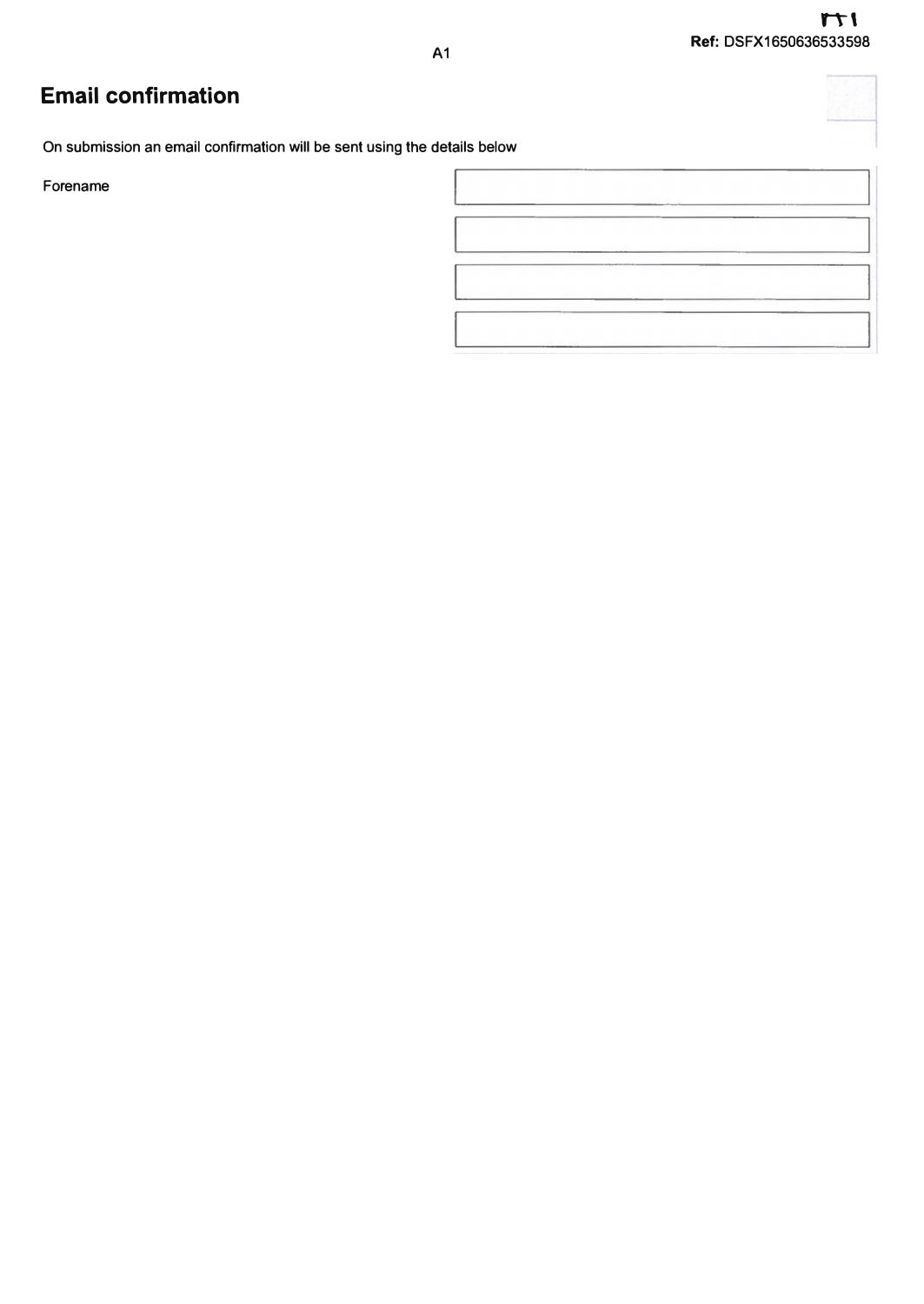Ref: DSFX1650636533598

A1

## Email confirmation

On submission an email confirmation will be sent using the details below

Forename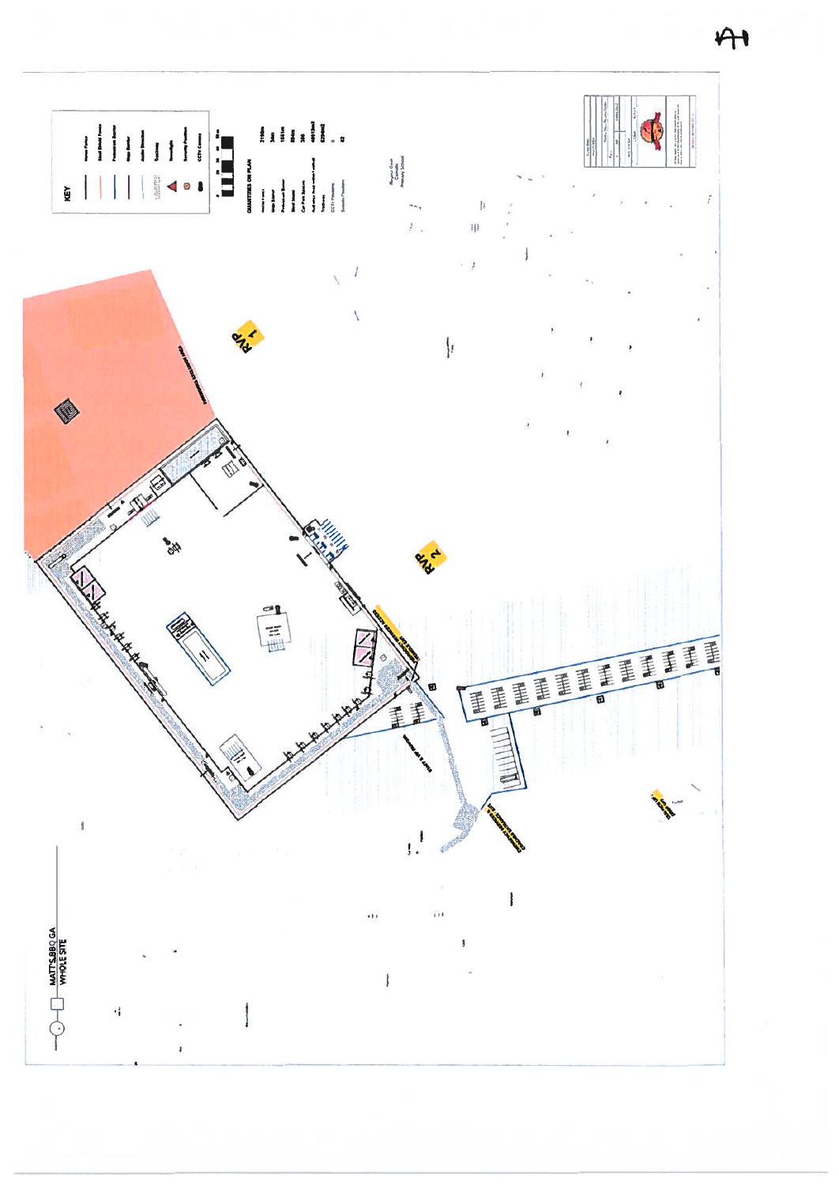A1

**KEY**

- Heras Fence
- Steel Shield Fence
- Pedestrian Barrier
- Mojo Barrier
- Audio Direction
- Trackway
- Towerlight
- Security Position
- CCTV Camera

**QUANTITIES ON PLAN**

| | |
|---|---|
| Heras Fence | 2190m |
| Mojo Barrier | 3m |
| Pedestrian Barrier | 1561m |
| Steel Shield | 884m |
| Car Park Spaces | 360 |
| Audience Area (without walkway) | 49313m2 |
| Trackway | 6294m2 |
| CCTV Positions | 8 |
| Security Positions | 52 |

Burgess Oak Catholic Primary School

RVP 1

RVP 2

MATT'S BBQ GA WHOLE SITE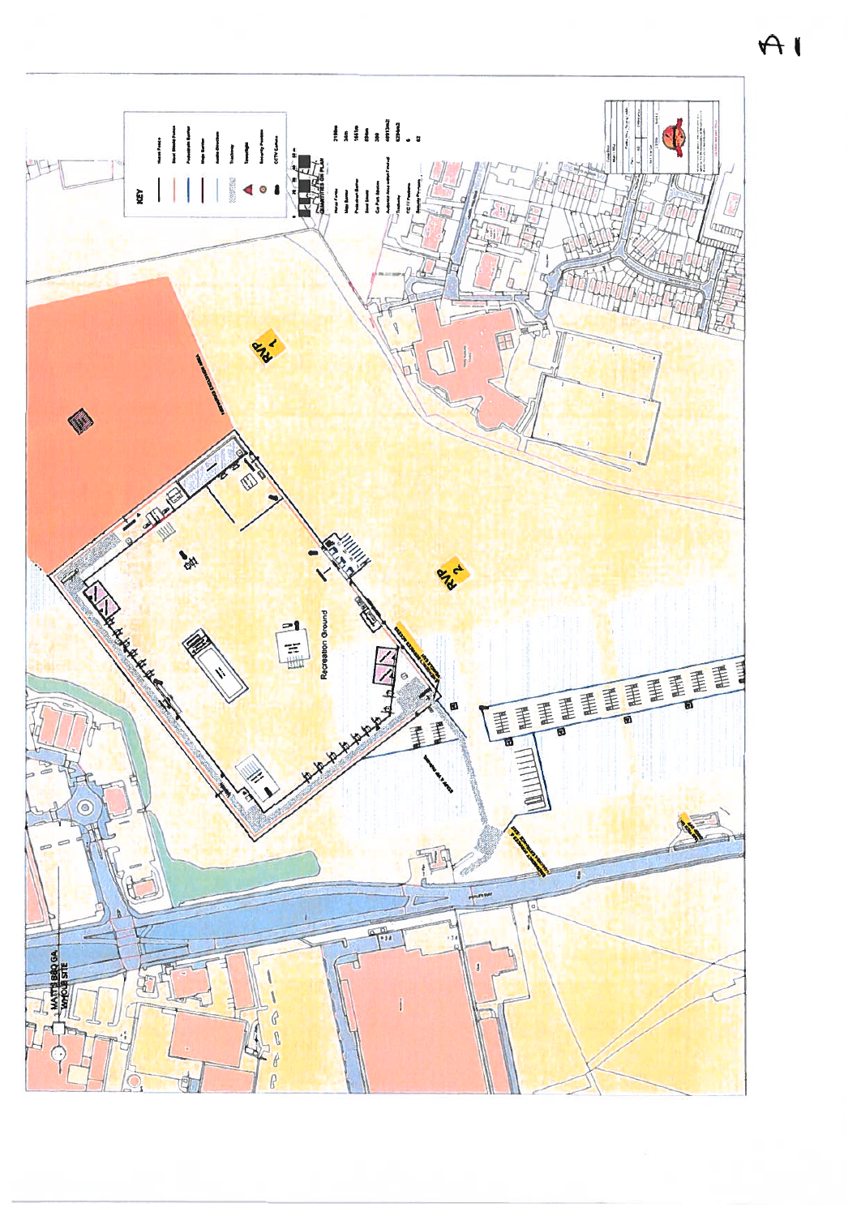A1

KEY

Heras Fence

Steel Shield Fence

Pedestrian Barrier

Mojo Barrier

Audio Direction

Trackway

Towerlight

Security Position

CCTV Camera

QUANTITIES ON PLAN

Heras Fence 2198m

Mojo Barrier 34m

Pedestrian Barrier 1651m

Steel Shield 89m

Car Park Stakes 380

Trackway

CCTV Positions

Security Positions

RVP 1

RVP 2

Recreation Ground

MATTS BBQ GA WHOLE SITE